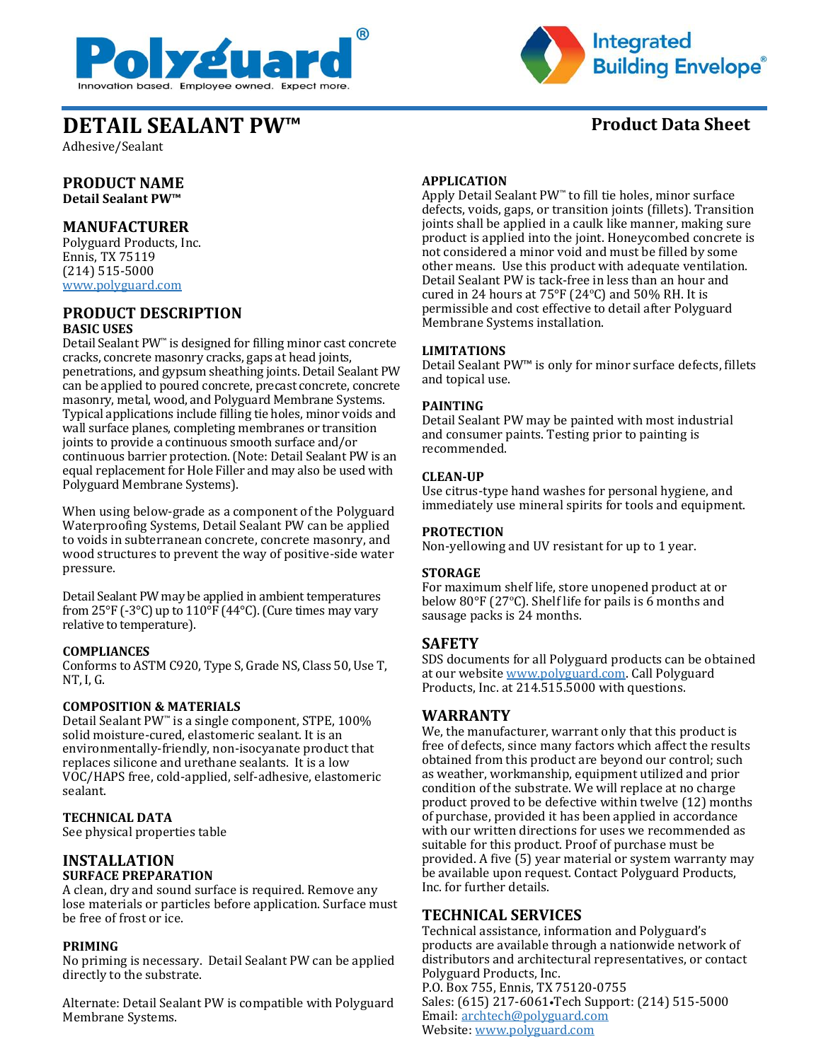Polyguard®
Innovation based. Employee owned. Expect more.

Integrated Building Envelope®

# DETAIL SEALANT PW™

Adhesive/Sealant

**Product Data Sheet**

## PRODUCT NAME

**Detail Sealant PW™**

## MANUFACTURER

Polyguard Products, Inc.
Ennis, TX 75119
(214) 515-5000
www.polyguard.com

## PRODUCT DESCRIPTION

### BASIC USES

Detail Sealant PW™ is designed for filling minor cast concrete cracks, concrete masonry cracks, gaps at head joints, penetrations, and gypsum sheathing joints. Detail Sealant PW can be applied to poured concrete, precast concrete, concrete masonry, metal, wood, and Polyguard Membrane Systems. Typical applications include filling tie holes, minor voids and wall surface planes, completing membranes or transition joints to provide a continuous smooth surface and/or continuous barrier protection. (Note: Detail Sealant PW is an equal replacement for Hole Filler and may also be used with Polyguard Membrane Systems).

When using below-grade as a component of the Polyguard Waterproofing Systems, Detail Sealant PW can be applied to voids in subterranean concrete, concrete masonry, and wood structures to prevent the way of positive-side water pressure.

Detail Sealant PW may be applied in ambient temperatures from 25°F (-3°C) up to 110°F (44°C). (Cure times may vary relative to temperature).

### COMPLIANCES

Conforms to ASTM C920, Type S, Grade NS, Class 50, Use T, NT, I, G.

### COMPOSITION & MATERIALS

Detail Sealant PW™ is a single component, STPE, 100% solid moisture-cured, elastomeric sealant. It is an environmentally-friendly, non-isocyanate product that replaces silicone and urethane sealants. It is a low VOC/HAPS free, cold-applied, self-adhesive, elastomeric sealant.

### TECHNICAL DATA

See physical properties table

## INSTALLATION

### SURFACE PREPARATION

A clean, dry and sound surface is required. Remove any lose materials or particles before application. Surface must be free of frost or ice.

### PRIMING

No priming is necessary. Detail Sealant PW can be applied directly to the substrate.

Alternate: Detail Sealant PW is compatible with Polyguard Membrane Systems.

### APPLICATION

Apply Detail Sealant PW™ to fill tie holes, minor surface defects, voids, gaps, or transition joints (fillets). Transition joints shall be applied in a caulk like manner, making sure product is applied into the joint. Honeycombed concrete is not considered a minor void and must be filled by some other means. Use this product with adequate ventilation. Detail Sealant PW is tack-free in less than an hour and cured in 24 hours at 75°F (24°C) and 50% RH. It is permissible and cost effective to detail after Polyguard Membrane Systems installation.

### LIMITATIONS

Detail Sealant PW™ is only for minor surface defects, fillets and topical use.

### PAINTING

Detail Sealant PW may be painted with most industrial and consumer paints. Testing prior to painting is recommended.

### CLEAN-UP

Use citrus-type hand washes for personal hygiene, and immediately use mineral spirits for tools and equipment.

### PROTECTION

Non-yellowing and UV resistant for up to 1 year.

### STORAGE

For maximum shelf life, store unopened product at or below 80°F (27°C). Shelf life for pails is 6 months and sausage packs is 24 months.

## SAFETY

SDS documents for all Polyguard products can be obtained at our website www.polyguard.com. Call Polyguard Products, Inc. at 214.515.5000 with questions.

## WARRANTY

We, the manufacturer, warrant only that this product is free of defects, since many factors which affect the results obtained from this product are beyond our control; such as weather, workmanship, equipment utilized and prior condition of the substrate. We will replace at no charge product proved to be defective within twelve (12) months of purchase, provided it has been applied in accordance with our written directions for uses we recommended as suitable for this product. Proof of purchase must be provided. A five (5) year material or system warranty may be available upon request. Contact Polyguard Products, Inc. for further details.

## TECHNICAL SERVICES

Technical assistance, information and Polyguard's products are available through a nationwide network of distributors and architectural representatives, or contact Polyguard Products, Inc.
P.O. Box 755, Ennis, TX 75120-0755
Sales: (615) 217-6061•Tech Support: (214) 515-5000
Email: archtech@polyguard.com
Website: www.polyguard.com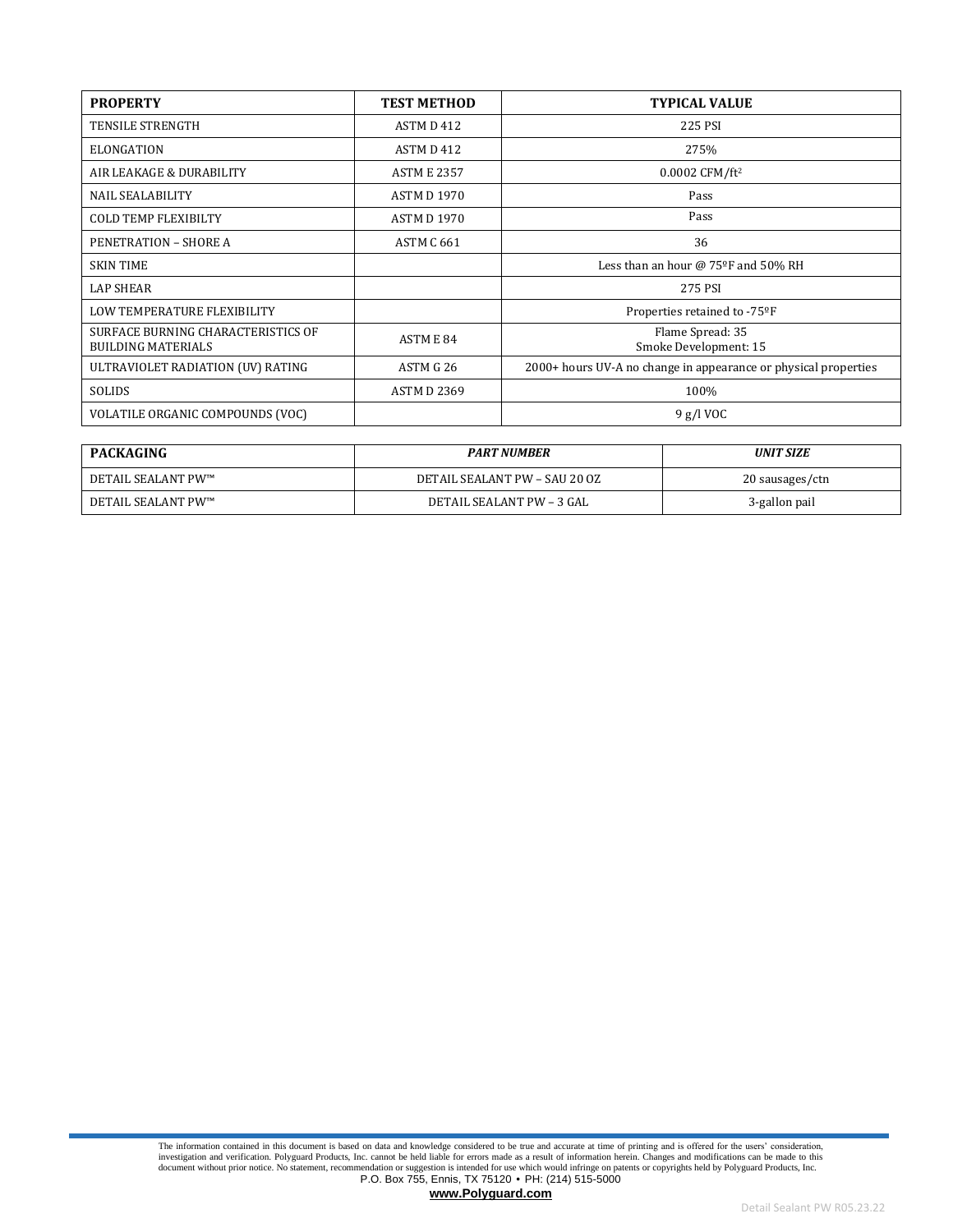| PROPERTY | TEST METHOD | TYPICAL VALUE |
|---|---|---|
| TENSILE STRENGTH | ASTM D 412 | 225 PSI |
| ELONGATION | ASTM D 412 | 275% |
| AIR LEAKAGE & DURABILITY | ASTM E 2357 | 0.0002 CFM/ft$^2$ |
| NAIL SEALABILITY | ASTM D 1970 | Pass |
| COLD TEMP FLEXIBILTY | ASTM D 1970 | Pass |
| PENETRATION – SHORE A | ASTM C 661 | 36 |
| SKIN TIME | | Less than an hour @ 75ºF and 50% RH |
| LAP SHEAR | | 275 PSI |
| LOW TEMPERATURE FLEXIBILITY | | Properties retained to -75ºF |
| SURFACE BURNING CHARACTERISTICS OF BUILDING MATERIALS | ASTM E 84 | Flame Spread: 35<br>Smoke Development: 15 |
| ULTRAVIOLET RADIATION (UV) RATING | ASTM G 26 | 2000+ hours UV-A no change in appearance or physical properties |
| SOLIDS | ASTM D 2369 | 100% |
| VOLATILE ORGANIC COMPOUNDS (VOC) | | 9 g/l VOC |

| PACKAGING | *PART NUMBER* | *UNIT SIZE* |
|---|---|---|
| DETAIL SEALANT PW™ | DETAIL SEALANT PW – SAU 20 OZ | 20 sausages/ctn |
| DETAIL SEALANT PW™ | DETAIL SEALANT PW – 3 GAL | 3-gallon pail |

The information contained in this document is based on data and knowledge considered to be true and accurate at time of printing and is offered for the users' consideration, investigation and verification. Polyguard Products, Inc. cannot be held liable for errors made as a result of information herein. Changes and modifications can be made to this document without prior notice. No statement, recommendation or suggestion is intended for use which would infringe on patents or copyrights held by Polyguard Products, Inc.

P.O. Box 755, Ennis, TX 75120 • PH: (214) 515-5000

**www.Polyguard.com**

Detail Sealant PW R05.23.22